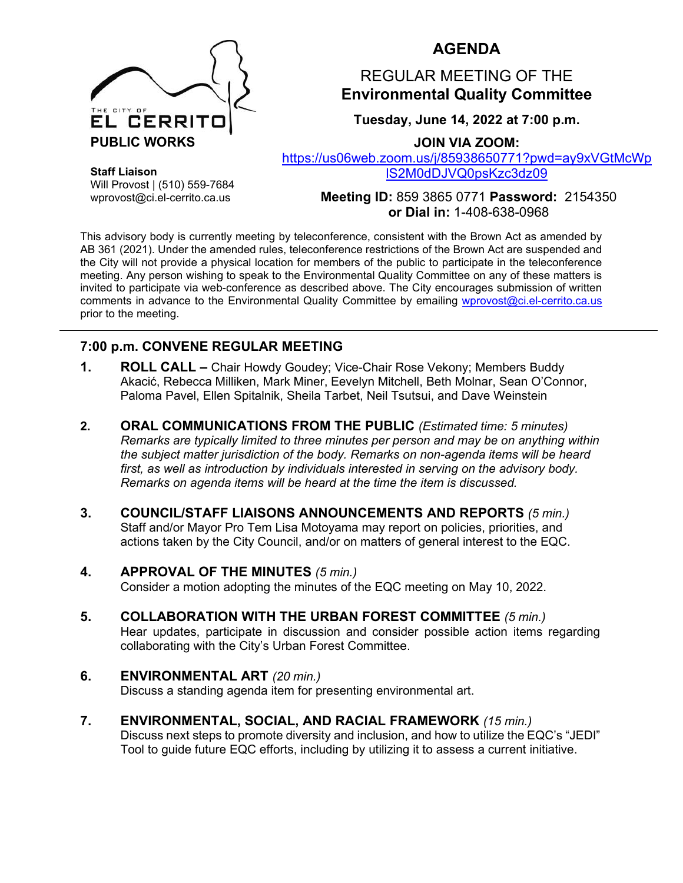THE CITY OF
EL CERRITO
**PUBLIC WORKS**

**Staff Liaison**
Will Provost | (510) 559-7684
wprovost@ci.el-cerrito.ca.us

# AGENDA

## REGULAR MEETING OF THE
## Environmental Quality Committee

**Tuesday, June 14, 2022 at 7:00 p.m.**

**JOIN VIA ZOOM:**
https://us06web.zoom.us/j/85938650771?pwd=ay9xVGtMcWplS2M0dDJVQ0psKzc3dz09

**Meeting ID:** 859 3865 0771 **Password:** 2154350
**or Dial in:** 1-408-638-0968

This advisory body is currently meeting by teleconference, consistent with the Brown Act as amended by AB 361 (2021). Under the amended rules, teleconference restrictions of the Brown Act are suspended and the City will not provide a physical location for members of the public to participate in the teleconference meeting. Any person wishing to speak to the Environmental Quality Committee on any of these matters is invited to participate via web-conference as described above. The City encourages submission of written comments in advance to the Environmental Quality Committee by emailing wprovost@ci.el-cerrito.ca.us prior to the meeting.

---

### 7:00 p.m. CONVENE REGULAR MEETING

1. **ROLL CALL –** Chair Howdy Goudey; Vice-Chair Rose Vekony; Members Buddy Akacić, Rebecca Milliken, Mark Miner, Eevelyn Mitchell, Beth Molnar, Sean O'Connor, Paloma Pavel, Ellen Spitalnik, Sheila Tarbet, Neil Tsutsui, and Dave Weinstein

2. **ORAL COMMUNICATIONS FROM THE PUBLIC** *(Estimated time: 5 minutes)*
*Remarks are typically limited to three minutes per person and may be on anything within the subject matter jurisdiction of the body. Remarks on non-agenda items will be heard first, as well as introduction by individuals interested in serving on the advisory body. Remarks on agenda items will be heard at the time the item is discussed.*

3. **COUNCIL/STAFF LIAISONS ANNOUNCEMENTS AND REPORTS** *(5 min.)*
Staff and/or Mayor Pro Tem Lisa Motoyama may report on policies, priorities, and actions taken by the City Council, and/or on matters of general interest to the EQC.

4. **APPROVAL OF THE MINUTES** *(5 min.)*
Consider a motion adopting the minutes of the EQC meeting on May 10, 2022.

5. **COLLABORATION WITH THE URBAN FOREST COMMITTEE** *(5 min.)*
Hear updates, participate in discussion and consider possible action items regarding collaborating with the City's Urban Forest Committee.

6. **ENVIRONMENTAL ART** *(20 min.)*
Discuss a standing agenda item for presenting environmental art.

7. **ENVIRONMENTAL, SOCIAL, AND RACIAL FRAMEWORK** *(15 min.)*
Discuss next steps to promote diversity and inclusion, and how to utilize the EQC's "JEDI" Tool to guide future EQC efforts, including by utilizing it to assess a current initiative.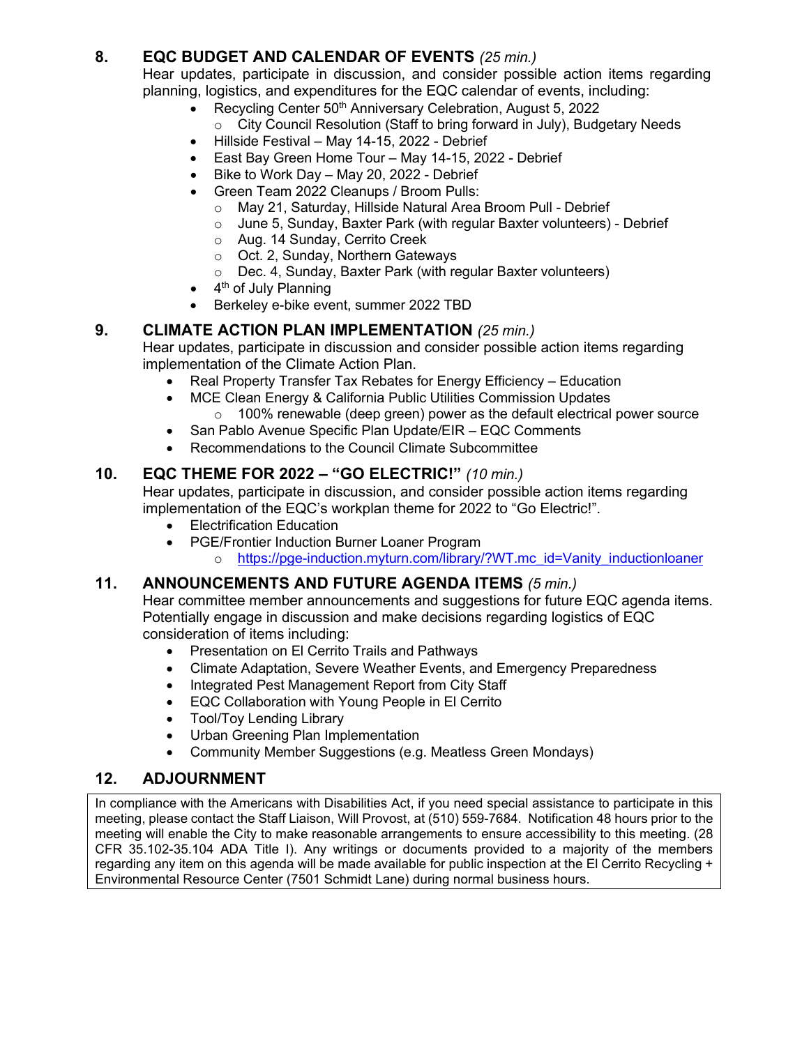## 8. EQC BUDGET AND CALENDAR OF EVENTS *(25 min.)*

Hear updates, participate in discussion, and consider possible action items regarding planning, logistics, and expenditures for the EQC calendar of events, including:

- Recycling Center 50th Anniversary Celebration, August 5, 2022
  - City Council Resolution (Staff to bring forward in July), Budgetary Needs
- Hillside Festival – May 14-15, 2022 - Debrief
- East Bay Green Home Tour – May 14-15, 2022 - Debrief
- Bike to Work Day – May 20, 2022 - Debrief
- Green Team 2022 Cleanups / Broom Pulls:
  - May 21, Saturday, Hillside Natural Area Broom Pull - Debrief
  - June 5, Sunday, Baxter Park (with regular Baxter volunteers) - Debrief
  - Aug. 14 Sunday, Cerrito Creek
  - Oct. 2, Sunday, Northern Gateways
  - Dec. 4, Sunday, Baxter Park (with regular Baxter volunteers)
- 4th of July Planning
- Berkeley e-bike event, summer 2022 TBD

## 9. CLIMATE ACTION PLAN IMPLEMENTATION *(25 min.)*

Hear updates, participate in discussion and consider possible action items regarding implementation of the Climate Action Plan.

- Real Property Transfer Tax Rebates for Energy Efficiency – Education
- MCE Clean Energy & California Public Utilities Commission Updates
  - 100% renewable (deep green) power as the default electrical power source
- San Pablo Avenue Specific Plan Update/EIR – EQC Comments
- Recommendations to the Council Climate Subcommittee

## 10. EQC THEME FOR 2022 – "GO ELECTRIC!" *(10 min.)*

Hear updates, participate in discussion, and consider possible action items regarding implementation of the EQC's workplan theme for 2022 to "Go Electric!".

- Electrification Education
- PGE/Frontier Induction Burner Loaner Program
  - https://pge-induction.myturn.com/library/?WT.mc_id=Vanity_inductionloaner

## 11. ANNOUNCEMENTS AND FUTURE AGENDA ITEMS *(5 min.)*

Hear committee member announcements and suggestions for future EQC agenda items. Potentially engage in discussion and make decisions regarding logistics of EQC consideration of items including:

- Presentation on El Cerrito Trails and Pathways
- Climate Adaptation, Severe Weather Events, and Emergency Preparedness
- Integrated Pest Management Report from City Staff
- EQC Collaboration with Young People in El Cerrito
- Tool/Toy Lending Library
- Urban Greening Plan Implementation
- Community Member Suggestions (e.g. Meatless Green Mondays)

## 12. ADJOURNMENT

In compliance with the Americans with Disabilities Act, if you need special assistance to participate in this meeting, please contact the Staff Liaison, Will Provost, at (510) 559-7684. Notification 48 hours prior to the meeting will enable the City to make reasonable arrangements to ensure accessibility to this meeting. (28 CFR 35.102-35.104 ADA Title I). Any writings or documents provided to a majority of the members regarding any item on this agenda will be made available for public inspection at the El Cerrito Recycling + Environmental Resource Center (7501 Schmidt Lane) during normal business hours.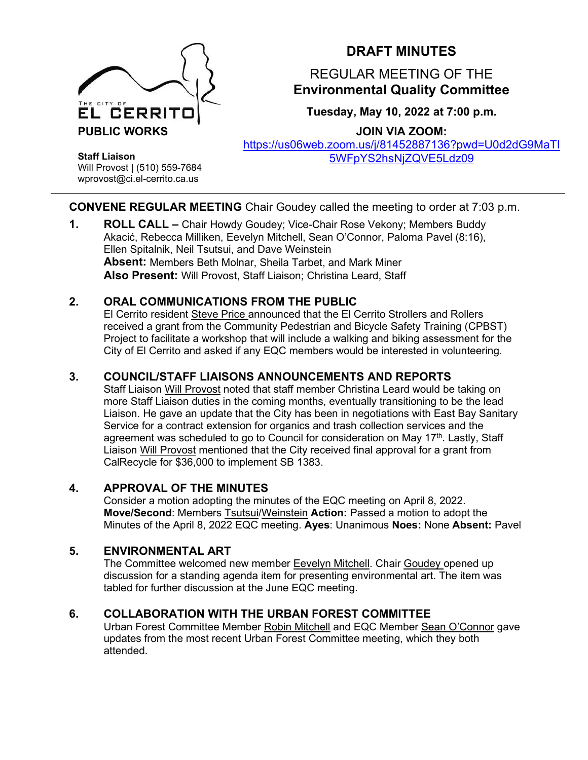THE CITY OF EL CERRITO
**PUBLIC WORKS**

**Staff Liaison**
Will Provost | (510) 559-7684
wprovost@ci.el-cerrito.ca.us

# DRAFT MINUTES

## REGULAR MEETING OF THE **Environmental Quality Committee**

**Tuesday, May 10, 2022 at 7:00 p.m.**

**JOIN VIA ZOOM:**
https://us06web.zoom.us/j/81452887136?pwd=U0d2dG9MaTI5WFpYS2hsNjZQVE5Ldz09

---

**CONVENE REGULAR MEETING** Chair Goudey called the meeting to order at 7:03 p.m.

**1. ROLL CALL –** Chair Howdy Goudey; Vice-Chair Rose Vekony; Members Buddy Akacić, Rebecca Milliken, Eevelyn Mitchell, Sean O'Connor, Paloma Pavel (8:16), Ellen Spitalnik, Neil Tsutsui, and Dave Weinstein
**Absent:** Members Beth Molnar, Sheila Tarbet, and Mark Miner
**Also Present:** Will Provost, Staff Liaison; Christina Leard, Staff

**2. ORAL COMMUNICATIONS FROM THE PUBLIC**
El Cerrito resident Steve Price announced that the El Cerrito Strollers and Rollers received a grant from the Community Pedestrian and Bicycle Safety Training (CPBST) Project to facilitate a workshop that will include a walking and biking assessment for the City of El Cerrito and asked if any EQC members would be interested in volunteering.

**3. COUNCIL/STAFF LIAISONS ANNOUNCEMENTS AND REPORTS**
Staff Liaison Will Provost noted that staff member Christina Leard would be taking on more Staff Liaison duties in the coming months, eventually transitioning to be the lead Liaison. He gave an update that the City has been in negotiations with East Bay Sanitary Service for a contract extension for organics and trash collection services and the agreement was scheduled to go to Council for consideration on May 17th. Lastly, Staff Liaison Will Provost mentioned that the City received final approval for a grant from CalRecycle for $36,000 to implement SB 1383.

**4. APPROVAL OF THE MINUTES**
Consider a motion adopting the minutes of the EQC meeting on April 8, 2022.
**Move/Second**: Members Tsutsui/Weinstein **Action:** Passed a motion to adopt the Minutes of the April 8, 2022 EQC meeting. **Ayes**: Unanimous **Noes:** None **Absent:** Pavel

**5. ENVIRONMENTAL ART**
The Committee welcomed new member Eevelyn Mitchell. Chair Goudey opened up discussion for a standing agenda item for presenting environmental art. The item was tabled for further discussion at the June EQC meeting.

**6. COLLABORATION WITH THE URBAN FOREST COMMITTEE**
Urban Forest Committee Member Robin Mitchell and EQC Member Sean O'Connor gave updates from the most recent Urban Forest Committee meeting, which they both attended.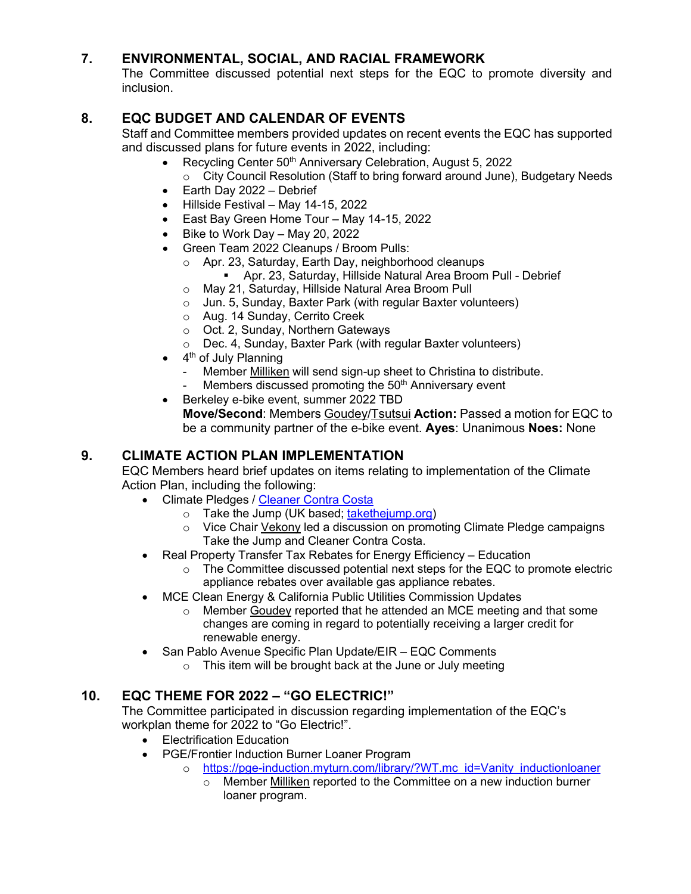## 7. ENVIRONMENTAL, SOCIAL, AND RACIAL FRAMEWORK

The Committee discussed potential next steps for the EQC to promote diversity and inclusion.

## 8. EQC BUDGET AND CALENDAR OF EVENTS

Staff and Committee members provided updates on recent events the EQC has supported and discussed plans for future events in 2022, including:

- Recycling Center 50th Anniversary Celebration, August 5, 2022
  - City Council Resolution (Staff to bring forward around June), Budgetary Needs
- Earth Day 2022 – Debrief
- Hillside Festival – May 14-15, 2022
- East Bay Green Home Tour – May 14-15, 2022
- Bike to Work Day – May 20, 2022
- Green Team 2022 Cleanups / Broom Pulls:
  - Apr. 23, Saturday, Earth Day, neighborhood cleanups
    - Apr. 23, Saturday, Hillside Natural Area Broom Pull - Debrief
  - May 21, Saturday, Hillside Natural Area Broom Pull
  - Jun. 5, Sunday, Baxter Park (with regular Baxter volunteers)
  - Aug. 14 Sunday, Cerrito Creek
  - Oct. 2, Sunday, Northern Gateways
  - Dec. 4, Sunday, Baxter Park (with regular Baxter volunteers)
- 4th of July Planning
  - Member Milliken will send sign-up sheet to Christina to distribute.
  - Members discussed promoting the 50th Anniversary event
- Berkeley e-bike event, summer 2022 TBD

  **Move/Second**: Members Goudey/Tsutsui **Action:** Passed a motion for EQC to be a community partner of the e-bike event. **Ayes**: Unanimous **Noes:** None

## 9. CLIMATE ACTION PLAN IMPLEMENTATION

EQC Members heard brief updates on items relating to implementation of the Climate Action Plan, including the following:

- Climate Pledges / [Cleaner Contra Costa]
  - Take the Jump (UK based; [takethejump.org])
  - Vice Chair Vekony led a discussion on promoting Climate Pledge campaigns Take the Jump and Cleaner Contra Costa.
- Real Property Transfer Tax Rebates for Energy Efficiency – Education
  - The Committee discussed potential next steps for the EQC to promote electric appliance rebates over available gas appliance rebates.
- MCE Clean Energy & California Public Utilities Commission Updates
  - Member Goudey reported that he attended an MCE meeting and that some changes are coming in regard to potentially receiving a larger credit for renewable energy.
- San Pablo Avenue Specific Plan Update/EIR – EQC Comments
  - This item will be brought back at the June or July meeting

## 10. EQC THEME FOR 2022 – "GO ELECTRIC!"

The Committee participated in discussion regarding implementation of the EQC's workplan theme for 2022 to "Go Electric!".

- Electrification Education
- PGE/Frontier Induction Burner Loaner Program
  - https://pge-induction.myturn.com/library/?WT.mc_id=Vanity_inductionloaner
    - Member Milliken reported to the Committee on a new induction burner loaner program.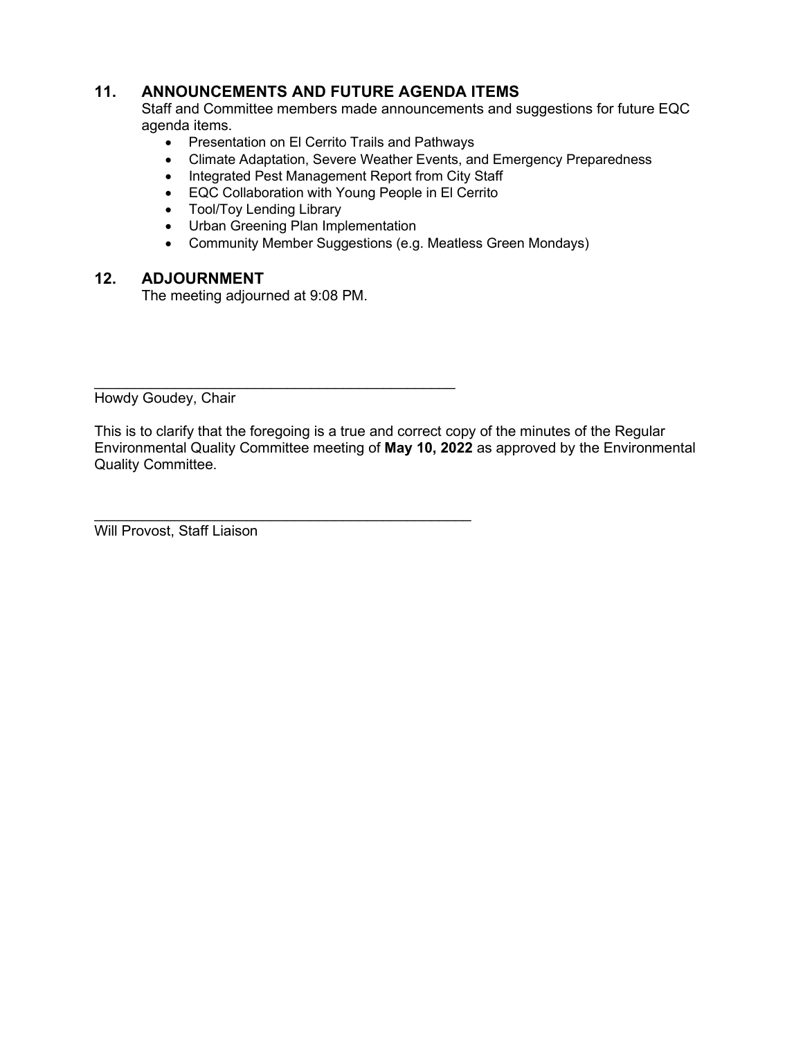## 11. ANNOUNCEMENTS AND FUTURE AGENDA ITEMS

Staff and Committee members made announcements and suggestions for future EQC agenda items.

- Presentation on El Cerrito Trails and Pathways
- Climate Adaptation, Severe Weather Events, and Emergency Preparedness
- Integrated Pest Management Report from City Staff
- EQC Collaboration with Young People in El Cerrito
- Tool/Toy Lending Library
- Urban Greening Plan Implementation
- Community Member Suggestions (e.g. Meatless Green Mondays)

## 12. ADJOURNMENT

The meeting adjourned at 9:08 PM.

_______________________________________________
Howdy Goudey, Chair

This is to clarify that the foregoing is a true and correct copy of the minutes of the Regular Environmental Quality Committee meeting of **May 10, 2022** as approved by the Environmental Quality Committee.

_______________________________________________
Will Provost, Staff Liaison